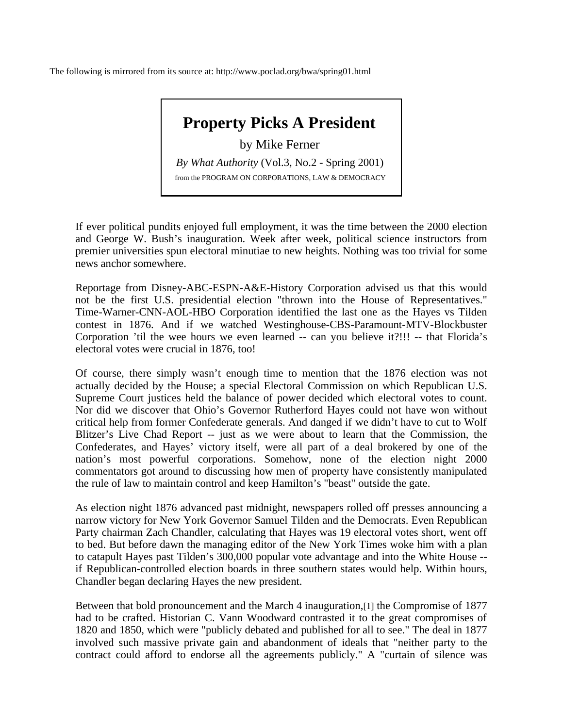The following is mirrored from its source at: http://www.poclad.org/bwa/spring01.html

# Property Picks A President

by Mike Ferner

*By What Authority* (Vol.3, No.2 - Spring 2001)

from the PROGRAM ON CORPORATIONS, LAW & DEMOCRACY

If ever political pundits enjoyed full employment, it was the time between the 2000 election and George W. Bush's inauguration. Week after week, political science instructors from premier universities spun electoral minutiae to new heights. Nothing was too trivial for some news anchor somewhere.

Reportage from Disney-ABC-ESPN-A&E-History Corporation advised us that this would not be the first U.S. presidential election "thrown into the House of Representatives." Time-Warner-CNN-AOL-HBO Corporation identified the last one as the Hayes vs Tilden contest in 1876. And if we watched Westinghouse-CBS-Paramount-MTV-Blockbuster Corporation 'til the wee hours we even learned -- can you believe it?!!! -- that Florida's electoral votes were crucial in 1876, too!

Of course, there simply wasn't enough time to mention that the 1876 election was not actually decided by the House; a special Electoral Commission on which Republican U.S. Supreme Court justices held the balance of power decided which electoral votes to count. Nor did we discover that Ohio's Governor Rutherford Hayes could not have won without critical help from former Confederate generals. And danged if we didn't have to cut to Wolf Blitzer's Live Chad Report -- just as we were about to learn that the Commission, the Confederates, and Hayes' victory itself, were all part of a deal brokered by one of the nation's most powerful corporations. Somehow, none of the election night 2000 commentators got around to discussing how men of property have consistently manipulated the rule of law to maintain control and keep Hamilton's "beast" outside the gate.

As election night 1876 advanced past midnight, newspapers rolled off presses announcing a narrow victory for New York Governor Samuel Tilden and the Democrats. Even Republican Party chairman Zach Chandler, calculating that Hayes was 19 electoral votes short, went off to bed. But before dawn the managing editor of the New York Times woke him with a plan to catapult Hayes past Tilden's 300,000 popular vote advantage and into the White House -- if Republican-controlled election boards in three southern states would help. Within hours, Chandler began declaring Hayes the new president.

Between that bold pronouncement and the March 4 inauguration,[1] the Compromise of 1877 had to be crafted. Historian C. Vann Woodward contrasted it to the great compromises of 1820 and 1850, which were "publicly debated and published for all to see." The deal in 1877 involved such massive private gain and abandonment of ideals that "neither party to the contract could afford to endorse all the agreements publicly." A "curtain of silence was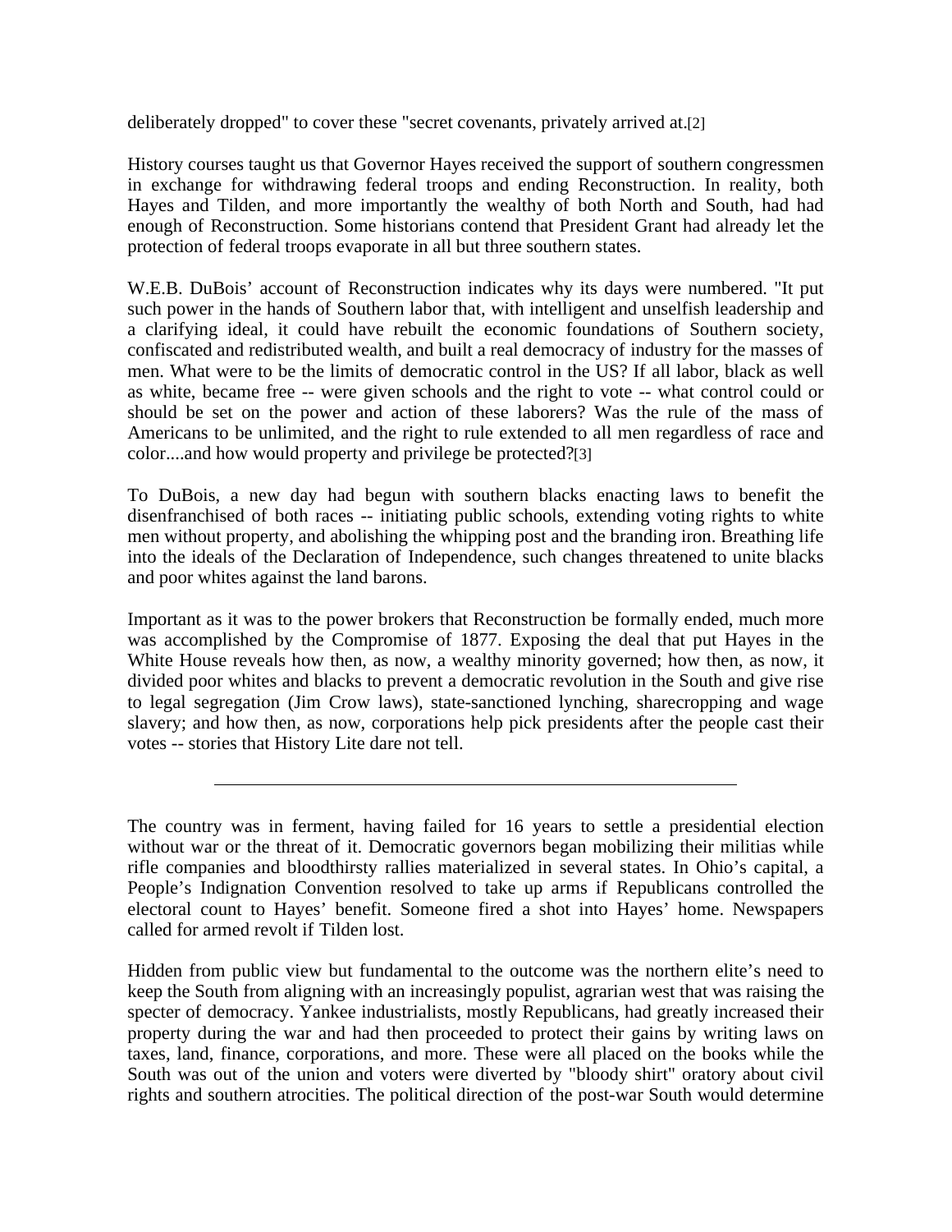deliberately dropped" to cover these "secret covenants, privately arrived at.[2]

History courses taught us that Governor Hayes received the support of southern congressmen in exchange for withdrawing federal troops and ending Reconstruction. In reality, both Hayes and Tilden, and more importantly the wealthy of both North and South, had had enough of Reconstruction. Some historians contend that President Grant had already let the protection of federal troops evaporate in all but three southern states.

W.E.B. DuBois' account of Reconstruction indicates why its days were numbered. "It put such power in the hands of Southern labor that, with intelligent and unselfish leadership and a clarifying ideal, it could have rebuilt the economic foundations of Southern society, confiscated and redistributed wealth, and built a real democracy of industry for the masses of men. What were to be the limits of democratic control in the US? If all labor, black as well as white, became free -- were given schools and the right to vote -- what control could or should be set on the power and action of these laborers? Was the rule of the mass of Americans to be unlimited, and the right to rule extended to all men regardless of race and color....and how would property and privilege be protected?[3]

To DuBois, a new day had begun with southern blacks enacting laws to benefit the disenfranchised of both races -- initiating public schools, extending voting rights to white men without property, and abolishing the whipping post and the branding iron. Breathing life into the ideals of the Declaration of Independence, such changes threatened to unite blacks and poor whites against the land barons.

Important as it was to the power brokers that Reconstruction be formally ended, much more was accomplished by the Compromise of 1877. Exposing the deal that put Hayes in the White House reveals how then, as now, a wealthy minority governed; how then, as now, it divided poor whites and blacks to prevent a democratic revolution in the South and give rise to legal segregation (Jim Crow laws), state-sanctioned lynching, sharecropping and wage slavery; and how then, as now, corporations help pick presidents after the people cast their votes -- stories that History Lite dare not tell.

---

The country was in ferment, having failed for 16 years to settle a presidential election without war or the threat of it. Democratic governors began mobilizing their militias while rifle companies and bloodthirsty rallies materialized in several states. In Ohio's capital, a People's Indignation Convention resolved to take up arms if Republicans controlled the electoral count to Hayes' benefit. Someone fired a shot into Hayes' home. Newspapers called for armed revolt if Tilden lost.

Hidden from public view but fundamental to the outcome was the northern elite's need to keep the South from aligning with an increasingly populist, agrarian west that was raising the specter of democracy. Yankee industrialists, mostly Republicans, had greatly increased their property during the war and had then proceeded to protect their gains by writing laws on taxes, land, finance, corporations, and more. These were all placed on the books while the South was out of the union and voters were diverted by "bloody shirt" oratory about civil rights and southern atrocities. The political direction of the post-war South would determine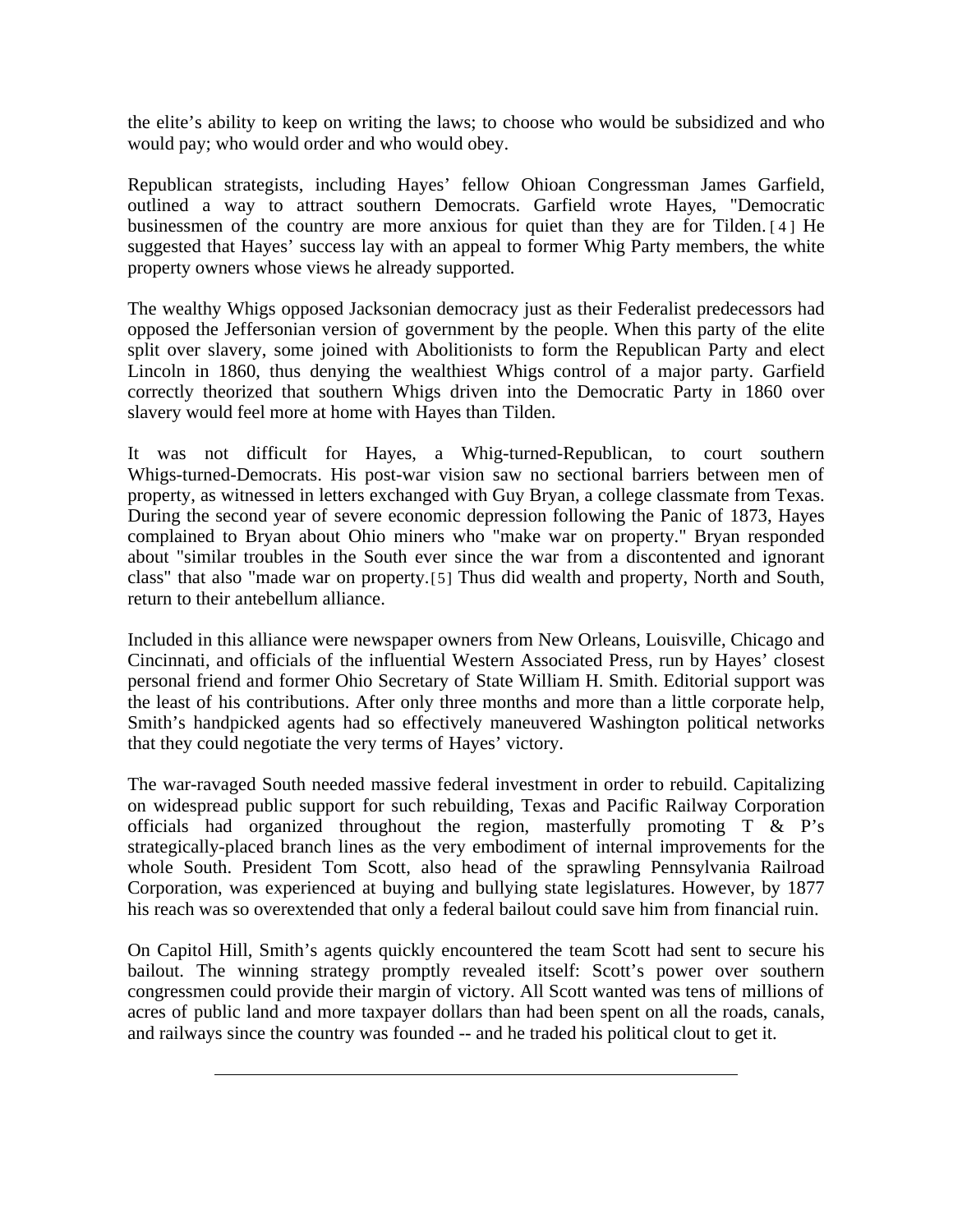the elite's ability to keep on writing the laws; to choose who would be subsidized and who would pay; who would order and who would obey.

Republican strategists, including Hayes' fellow Ohioan Congressman James Garfield, outlined a way to attract southern Democrats. Garfield wrote Hayes, "Democratic businessmen of the country are more anxious for quiet than they are for Tilden. [4] He suggested that Hayes' success lay with an appeal to former Whig Party members, the white property owners whose views he already supported.

The wealthy Whigs opposed Jacksonian democracy just as their Federalist predecessors had opposed the Jeffersonian version of government by the people. When this party of the elite split over slavery, some joined with Abolitionists to form the Republican Party and elect Lincoln in 1860, thus denying the wealthiest Whigs control of a major party. Garfield correctly theorized that southern Whigs driven into the Democratic Party in 1860 over slavery would feel more at home with Hayes than Tilden.

It was not difficult for Hayes, a Whig-turned-Republican, to court southern Whigs-turned-Democrats. His post-war vision saw no sectional barriers between men of property, as witnessed in letters exchanged with Guy Bryan, a college classmate from Texas. During the second year of severe economic depression following the Panic of 1873, Hayes complained to Bryan about Ohio miners who "make war on property." Bryan responded about "similar troubles in the South ever since the war from a discontented and ignorant class" that also "made war on property.[5] Thus did wealth and property, North and South, return to their antebellum alliance.

Included in this alliance were newspaper owners from New Orleans, Louisville, Chicago and Cincinnati, and officials of the influential Western Associated Press, run by Hayes' closest personal friend and former Ohio Secretary of State William H. Smith. Editorial support was the least of his contributions. After only three months and more than a little corporate help, Smith's handpicked agents had so effectively maneuvered Washington political networks that they could negotiate the very terms of Hayes' victory.

The war-ravaged South needed massive federal investment in order to rebuild. Capitalizing on widespread public support for such rebuilding, Texas and Pacific Railway Corporation officials had organized throughout the region, masterfully promoting T & P's strategically-placed branch lines as the very embodiment of internal improvements for the whole South. President Tom Scott, also head of the sprawling Pennsylvania Railroad Corporation, was experienced at buying and bullying state legislatures. However, by 1877 his reach was so overextended that only a federal bailout could save him from financial ruin.

On Capitol Hill, Smith's agents quickly encountered the team Scott had sent to secure his bailout. The winning strategy promptly revealed itself: Scott's power over southern congressmen could provide their margin of victory. All Scott wanted was tens of millions of acres of public land and more taxpayer dollars than had been spent on all the roads, canals, and railways since the country was founded -- and he traded his political clout to get it.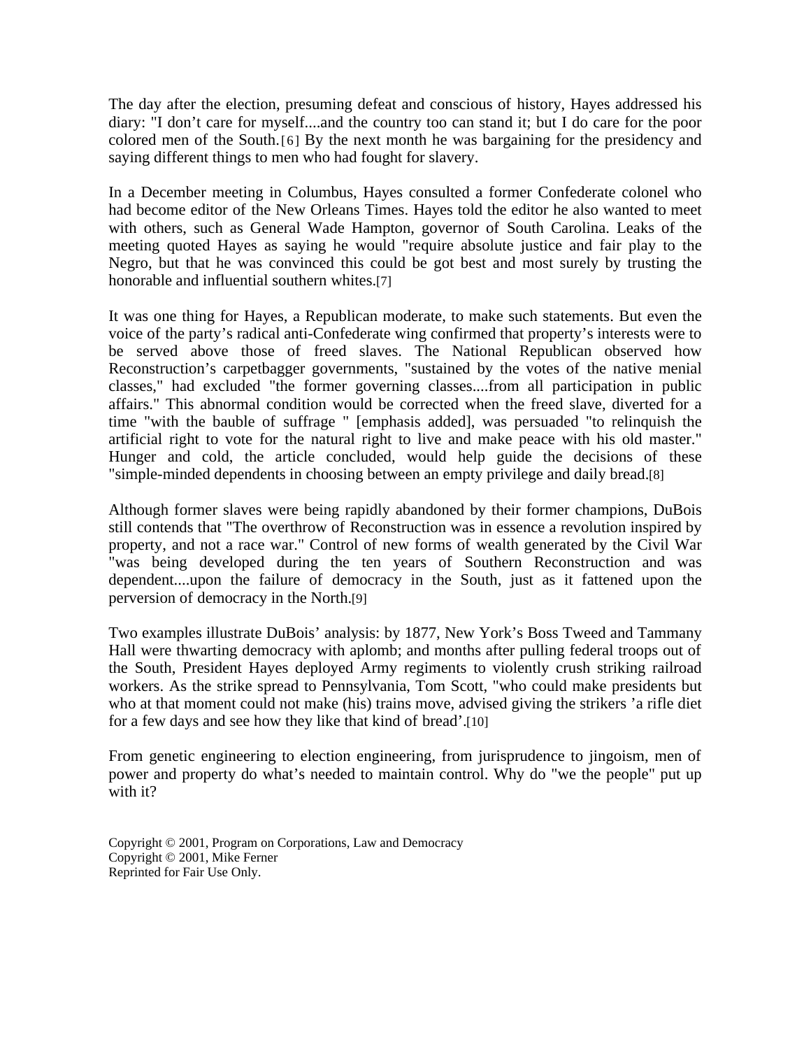The day after the election, presuming defeat and conscious of history, Hayes addressed his diary: "I don't care for myself....and the country too can stand it; but I do care for the poor colored men of the South.[6] By the next month he was bargaining for the presidency and saying different things to men who had fought for slavery.

In a December meeting in Columbus, Hayes consulted a former Confederate colonel who had become editor of the New Orleans Times. Hayes told the editor he also wanted to meet with others, such as General Wade Hampton, governor of South Carolina. Leaks of the meeting quoted Hayes as saying he would "require absolute justice and fair play to the Negro, but that he was convinced this could be got best and most surely by trusting the honorable and influential southern whites.[7]

It was one thing for Hayes, a Republican moderate, to make such statements. But even the voice of the party's radical anti-Confederate wing confirmed that property's interests were to be served above those of freed slaves. The National Republican observed how Reconstruction's carpetbagger governments, "sustained by the votes of the native menial classes," had excluded "the former governing classes....from all participation in public affairs." This abnormal condition would be corrected when the freed slave, diverted for a time "with the bauble of suffrage " [emphasis added], was persuaded "to relinquish the artificial right to vote for the natural right to live and make peace with his old master." Hunger and cold, the article concluded, would help guide the decisions of these "simple-minded dependents in choosing between an empty privilege and daily bread.[8]

Although former slaves were being rapidly abandoned by their former champions, DuBois still contends that "The overthrow of Reconstruction was in essence a revolution inspired by property, and not a race war." Control of new forms of wealth generated by the Civil War "was being developed during the ten years of Southern Reconstruction and was dependent....upon the failure of democracy in the South, just as it fattened upon the perversion of democracy in the North.[9]

Two examples illustrate DuBois' analysis: by 1877, New York's Boss Tweed and Tammany Hall were thwarting democracy with aplomb; and months after pulling federal troops out of the South, President Hayes deployed Army regiments to violently crush striking railroad workers. As the strike spread to Pennsylvania, Tom Scott, "who could make presidents but who at that moment could not make (his) trains move, advised giving the strikers 'a rifle diet for a few days and see how they like that kind of bread'.[10]

From genetic engineering to election engineering, from jurisprudence to jingoism, men of power and property do what's needed to maintain control. Why do "we the people" put up with it?

Copyright © 2001, Program on Corporations, Law and Democracy
Copyright © 2001, Mike Ferner
Reprinted for Fair Use Only.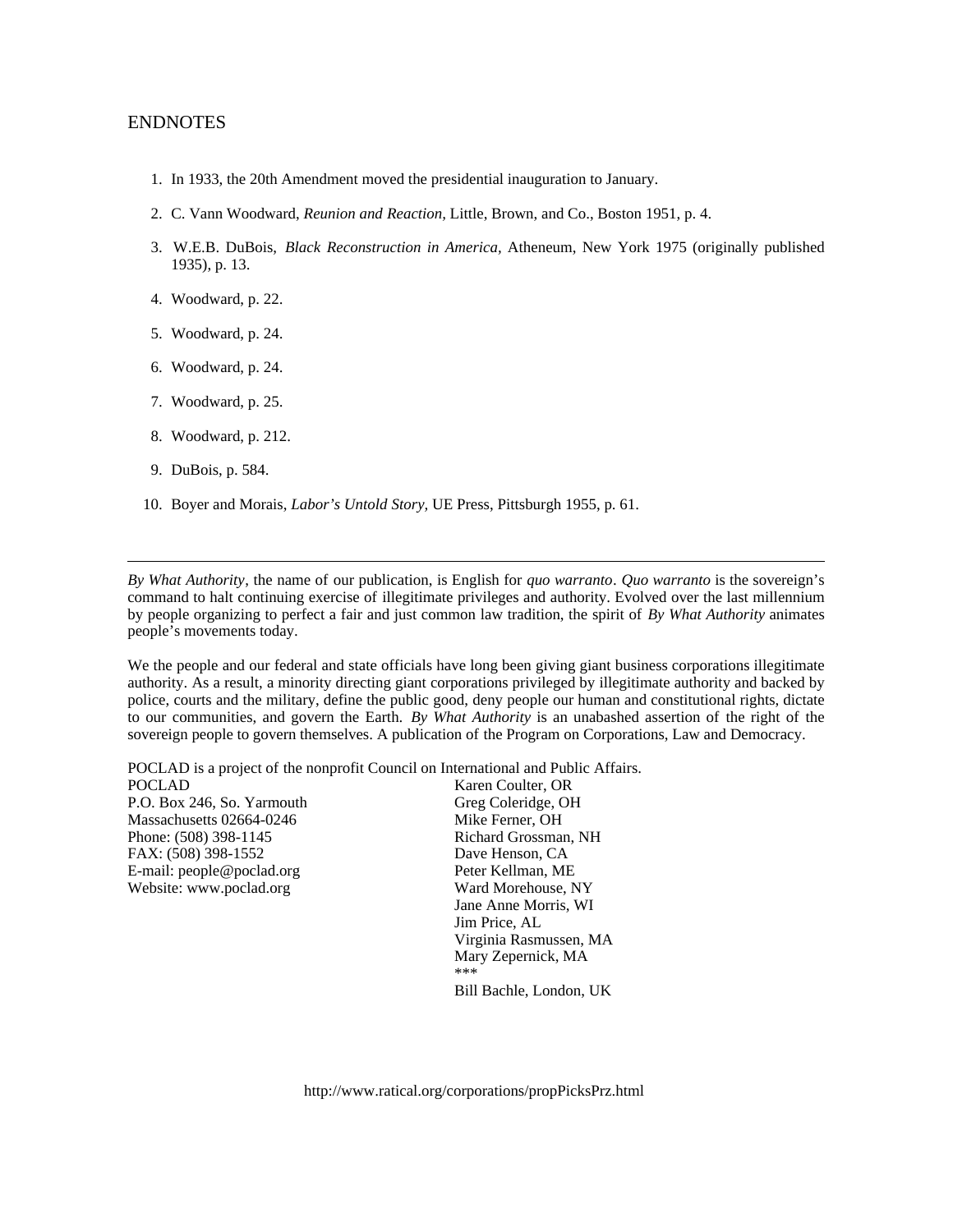## ENDNOTES

1. In 1933, the 20th Amendment moved the presidential inauguration to January.
2. C. Vann Woodward, *Reunion and Reaction,* Little, Brown, and Co., Boston 1951, p. 4.
3. W.E.B. DuBois, *Black Reconstruction in America,* Atheneum, New York 1975 (originally published 1935), p. 13.
4. Woodward, p. 22.
5. Woodward, p. 24.
6. Woodward, p. 24.
7. Woodward, p. 25.
8. Woodward, p. 212.
9. DuBois, p. 584.
10. Boyer and Morais, *Labor's Untold Story,* UE Press, Pittsburgh 1955, p. 61.

---

*By What Authority*, the name of our publication, is English for *quo warranto*. *Quo warranto* is the sovereign's command to halt continuing exercise of illegitimate privileges and authority. Evolved over the last millennium by people organizing to perfect a fair and just common law tradition, the spirit of *By What Authority* animates people's movements today.

We the people and our federal and state officials have long been giving giant business corporations illegitimate authority. As a result, a minority directing giant corporations privileged by illegitimate authority and backed by police, courts and the military, define the public good, deny people our human and constitutional rights, dictate to our communities, and govern the Earth. *By What Authority* is an unabashed assertion of the right of the sovereign people to govern themselves. A publication of the Program on Corporations, Law and Democracy.

POCLAD is a project of the nonprofit Council on International and Public Affairs.

POCLAD
P.O. Box 246, So. Yarmouth
Massachusetts 02664-0246
Phone: (508) 398-1145
FAX: (508) 398-1552
E-mail: people@poclad.org
Website: www.poclad.org

Karen Coulter, OR
Greg Coleridge, OH
Mike Ferner, OH
Richard Grossman, NH
Dave Henson, CA
Peter Kellman, ME
Ward Morehouse, NY
Jane Anne Morris, WI
Jim Price, AL
Virginia Rasmussen, MA
Mary Zepernick, MA
***
Bill Bachle, London, UK

http://www.ratical.org/corporations/propPicksPrz.html